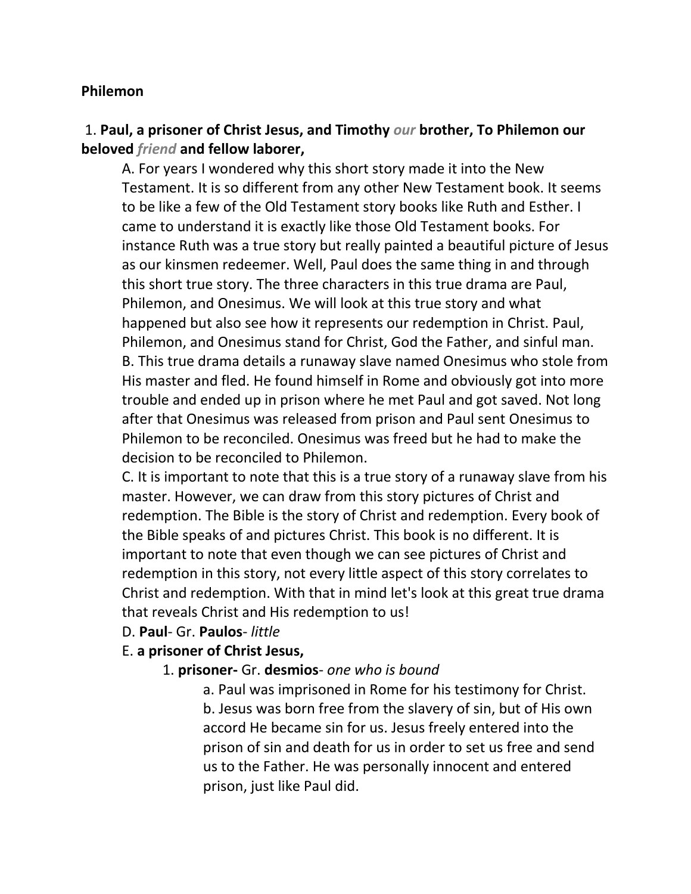**Philemon**

1. **Paul, a prisoner of Christ Jesus, and Timothy *our* brother, To Philemon our beloved *friend* and fellow laborer,**

A. For years I wondered why this short story made it into the New Testament. It is so different from any other New Testament book. It seems to be like a few of the Old Testament story books like Ruth and Esther. I came to understand it is exactly like those Old Testament books. For instance Ruth was a true story but really painted a beautiful picture of Jesus as our kinsmen redeemer. Well, Paul does the same thing in and through this short true story. The three characters in this true drama are Paul, Philemon, and Onesimus. We will look at this true story and what happened but also see how it represents our redemption in Christ. Paul, Philemon, and Onesimus stand for Christ, God the Father, and sinful man.

B. This true drama details a runaway slave named Onesimus who stole from His master and fled. He found himself in Rome and obviously got into more trouble and ended up in prison where he met Paul and got saved. Not long after that Onesimus was released from prison and Paul sent Onesimus to Philemon to be reconciled. Onesimus was freed but he had to make the decision to be reconciled to Philemon.

C. It is important to note that this is a true story of a runaway slave from his master. However, we can draw from this story pictures of Christ and redemption. The Bible is the story of Christ and redemption. Every book of the Bible speaks of and pictures Christ. This book is no different. It is important to note that even though we can see pictures of Christ and redemption in this story, not every little aspect of this story correlates to Christ and redemption. With that in mind let's look at this great true drama that reveals Christ and His redemption to us!

D. **Paul**- Gr. **Paulos**- *little*

E. **a prisoner of Christ Jesus,**

1. **prisoner-** Gr. **desmios**- *one who is bound*

a. Paul was imprisoned in Rome for his testimony for Christ.

b. Jesus was born free from the slavery of sin, but of His own accord He became sin for us. Jesus freely entered into the prison of sin and death for us in order to set us free and send us to the Father. He was personally innocent and entered prison, just like Paul did.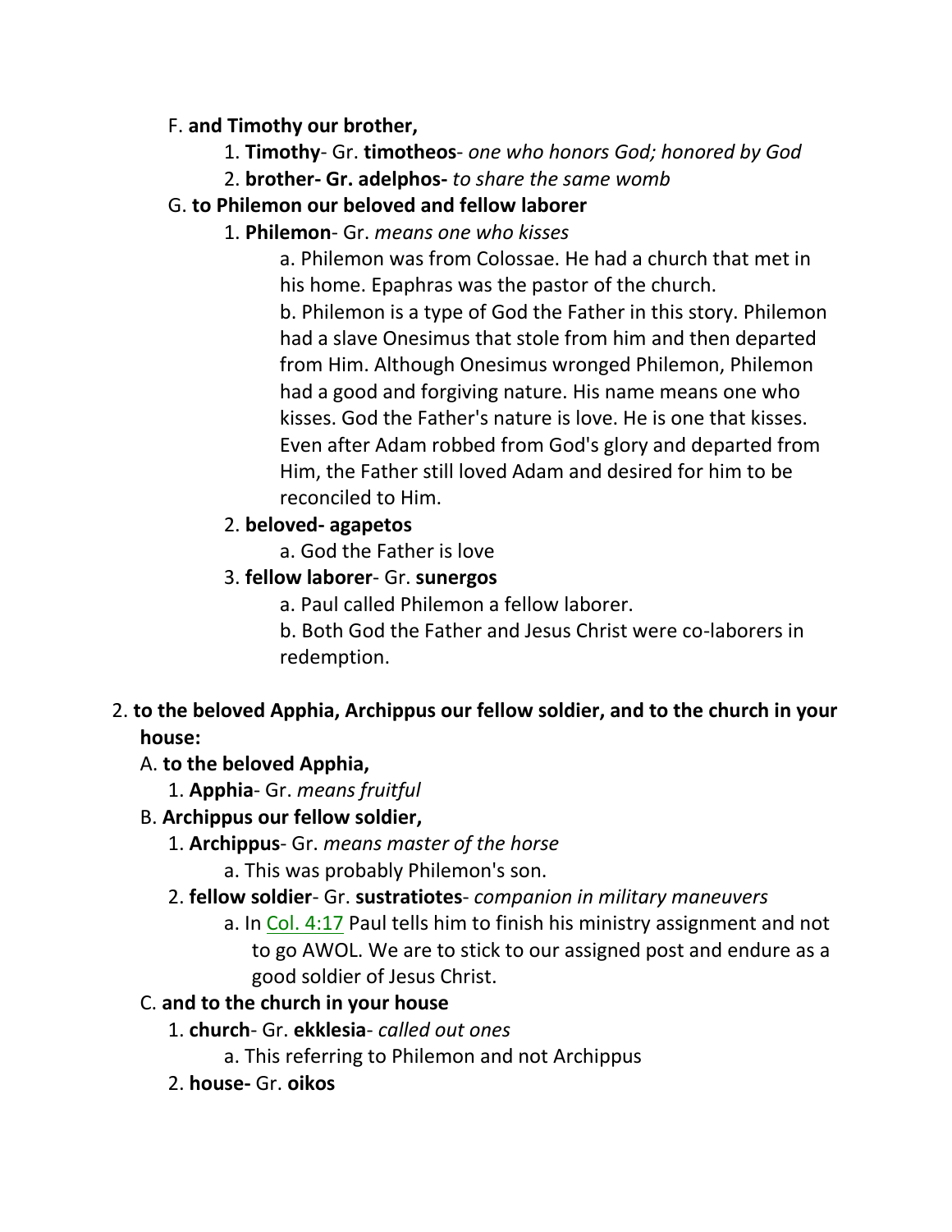F. **and Timothy our brother,**

1. **Timothy**- Gr. **timotheos**- *one who honors God; honored by God*
2. **brother- Gr. adelphos-** *to share the same womb*

G. **to Philemon our beloved and fellow laborer**

1. **Philemon**- Gr. *means one who kisses*

   a. Philemon was from Colossae. He had a church that met in his home. Epaphras was the pastor of the church.

   b. Philemon is a type of God the Father in this story. Philemon had a slave Onesimus that stole from him and then departed from Him. Although Onesimus wronged Philemon, Philemon had a good and forgiving nature. His name means one who kisses. God the Father's nature is love. He is one that kisses. Even after Adam robbed from God's glory and departed from Him, the Father still loved Adam and desired for him to be reconciled to Him.

2. **beloved- agapetos**

   a. God the Father is love

3. **fellow laborer**- Gr. **sunergos**

   a. Paul called Philemon a fellow laborer.

   b. Both God the Father and Jesus Christ were co-laborers in redemption.

2. **to the beloved Apphia, Archippus our fellow soldier, and to the church in your house:**

A. **to the beloved Apphia,**

1. **Apphia**- Gr. *means fruitful*

B. **Archippus our fellow soldier,**

1. **Archippus**- Gr. *means master of the horse*

   a. This was probably Philemon's son.

2. **fellow soldier**- Gr. **sustratiotes**- *companion in military maneuvers*

   a. In Col. 4:17 Paul tells him to finish his ministry assignment and not to go AWOL. We are to stick to our assigned post and endure as a good soldier of Jesus Christ.

C. **and to the church in your house**

1. **church**- Gr. **ekklesia**- *called out ones*

   a. This referring to Philemon and not Archippus

2. **house-** Gr. **oikos**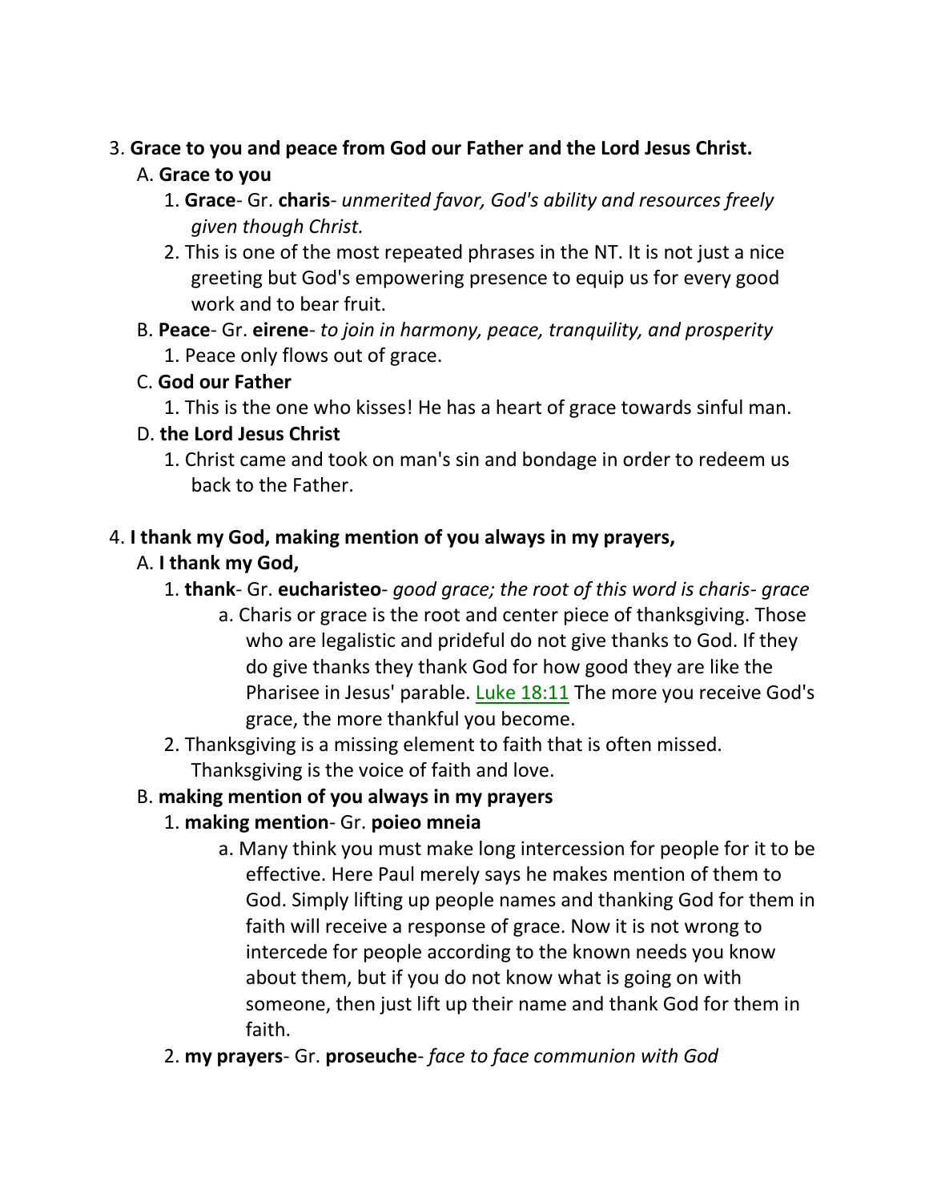3. **Grace to you and peace from God our Father and the Lord Jesus Christ.**

   A. **Grace to you**

      1. **Grace**- Gr. **charis**- *unmerited favor, God's ability and resources freely given though Christ.*

      2. This is one of the most repeated phrases in the NT. It is not just a nice greeting but God's empowering presence to equip us for every good work and to bear fruit.

   B. **Peace**- Gr. **eirene**- *to join in harmony, peace, tranquility, and prosperity*

      1. Peace only flows out of grace.

   C. **God our Father**

      1. This is the one who kisses! He has a heart of grace towards sinful man.

   D. **the Lord Jesus Christ**

      1. Christ came and took on man's sin and bondage in order to redeem us back to the Father.

4. **I thank my God, making mention of you always in my prayers,**

   A. **I thank my God,**

      1. **thank**- Gr. **eucharisteo**- *good grace; the root of this word is charis- grace*

         a. Charis or grace is the root and center piece of thanksgiving. Those who are legalistic and prideful do not give thanks to God. If they do give thanks they thank God for how good they are like the Pharisee in Jesus' parable. Luke 18:11 The more you receive God's grace, the more thankful you become.

      2. Thanksgiving is a missing element to faith that is often missed. Thanksgiving is the voice of faith and love.

   B. **making mention of you always in my prayers**

      1. **making mention**- Gr. **poieo mneia**

         a. Many think you must make long intercession for people for it to be effective. Here Paul merely says he makes mention of them to God. Simply lifting up people names and thanking God for them in faith will receive a response of grace. Now it is not wrong to intercede for people according to the known needs you know about them, but if you do not know what is going on with someone, then just lift up their name and thank God for them in faith.

      2. **my prayers**- Gr. **proseuche**- *face to face communion with God*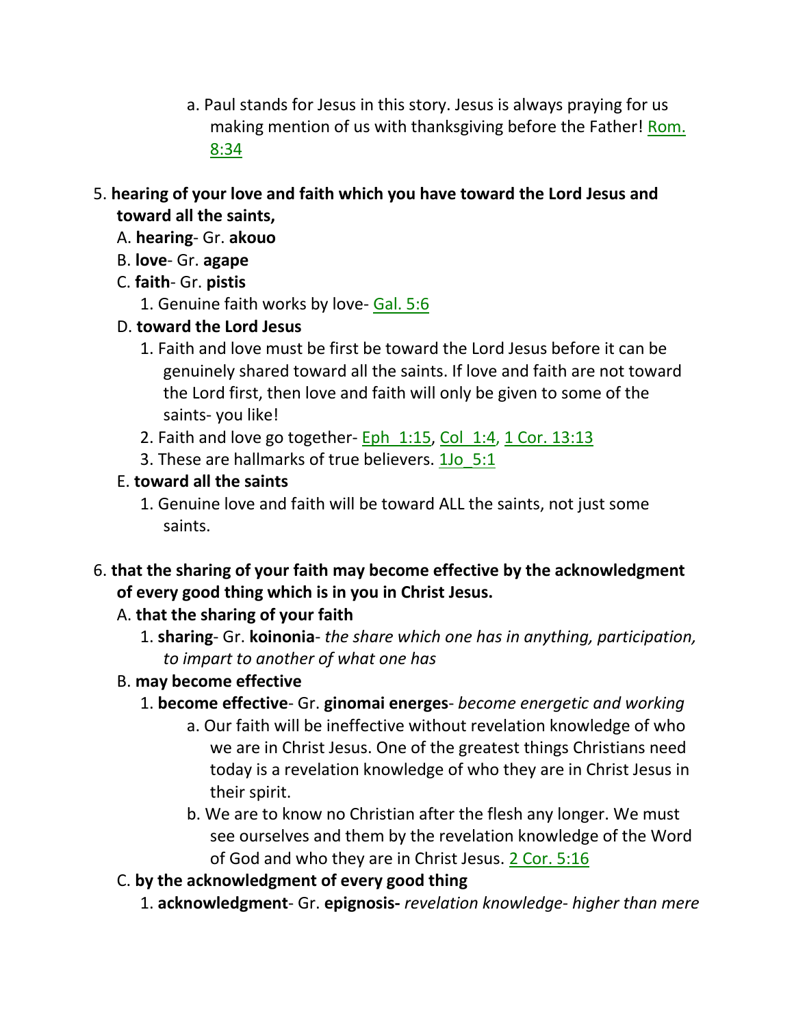a. Paul stands for Jesus in this story. Jesus is always praying for us making mention of us with thanksgiving before the Father! Rom. 8:34

5. **hearing of your love and faith which you have toward the Lord Jesus and toward all the saints,**
   A. **hearing**- Gr. **akouo**
   B. **love**- Gr. **agape**
   C. **faith**- Gr. **pistis**
      1. Genuine faith works by love- Gal. 5:6
   D. **toward the Lord Jesus**
      1. Faith and love must be first be toward the Lord Jesus before it can be genuinely shared toward all the saints. If love and faith are not toward the Lord first, then love and faith will only be given to some of the saints- you like!
      2. Faith and love go together- Eph_1:15, Col_1:4, 1 Cor. 13:13
      3. These are hallmarks of true believers. 1Jo_5:1
   E. **toward all the saints**
      1. Genuine love and faith will be toward ALL the saints, not just some saints.

6. **that the sharing of your faith may become effective by the acknowledgment of every good thing which is in you in Christ Jesus.**
   A. **that the sharing of your faith**
      1. **sharing**- Gr. **koinonia**- *the share which one has in anything, participation, to impart to another of what one has*
   B. **may become effective**
      1. **become effective**- Gr. **ginomai energes**- *become energetic and working*
         a. Our faith will be ineffective without revelation knowledge of who we are in Christ Jesus. One of the greatest things Christians need today is a revelation knowledge of who they are in Christ Jesus in their spirit.
         b. We are to know no Christian after the flesh any longer. We must see ourselves and them by the revelation knowledge of the Word of God and who they are in Christ Jesus. 2 Cor. 5:16
   C. **by the acknowledgment of every good thing**
      1. **acknowledgment**- Gr. **epignosis-** *revelation knowledge- higher than mere*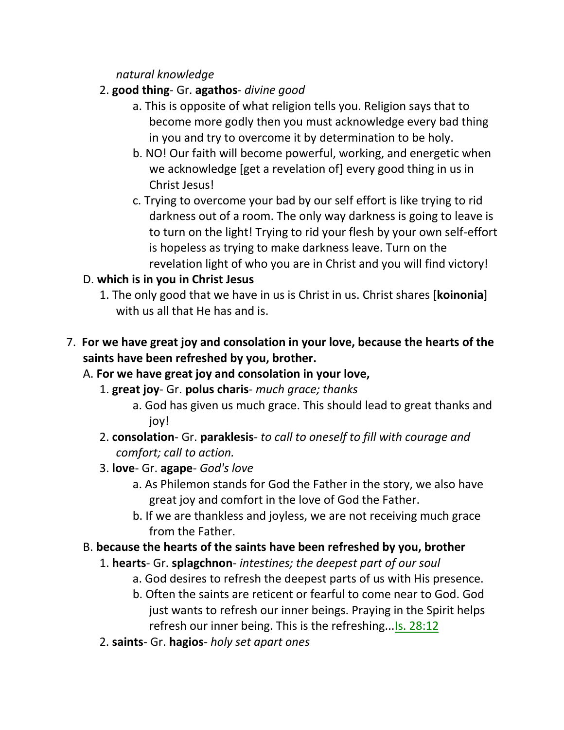*natural knowledge*

2. **good thing**- Gr. **agathos**- *divine good*
    a. This is opposite of what religion tells you. Religion says that to become more godly then you must acknowledge every bad thing in you and try to overcome it by determination to be holy.
    b. NO! Our faith will become powerful, working, and energetic when we acknowledge [get a revelation of] every good thing in us in Christ Jesus!
    c. Trying to overcome your bad by our self effort is like trying to rid darkness out of a room. The only way darkness is going to leave is to turn on the light! Trying to rid your flesh by your own self-effort is hopeless as trying to make darkness leave. Turn on the revelation light of who you are in Christ and you will find victory!

D. **which is in you in Christ Jesus**
1. The only good that we have in us is Christ in us. Christ shares [**koinonia**] with us all that He has and is.

7. **For we have great joy and consolation in your love, because the hearts of the saints have been refreshed by you, brother.**

A. **For we have great joy and consolation in your love,**
1. **great joy**- Gr. **polus charis**- *much grace; thanks*
    a. God has given us much grace. This should lead to great thanks and joy!
2. **consolation**- Gr. **paraklesis**- *to call to oneself to fill with courage and comfort; call to action.*
3. **love**- Gr. **agape**- *God's love*
    a. As Philemon stands for God the Father in the story, we also have great joy and comfort in the love of God the Father.
    b. If we are thankless and joyless, we are not receiving much grace from the Father.

B. **because the hearts of the saints have been refreshed by you, brother**
1. **hearts**- Gr. **splagchnon**- *intestines; the deepest part of our soul*
    a. God desires to refresh the deepest parts of us with His presence.
    b. Often the saints are reticent or fearful to come near to God. God just wants to refresh our inner beings. Praying in the Spirit helps refresh our inner being. This is the refreshing...Is. 28:12
2. **saints**- Gr. **hagios**- *holy set apart ones*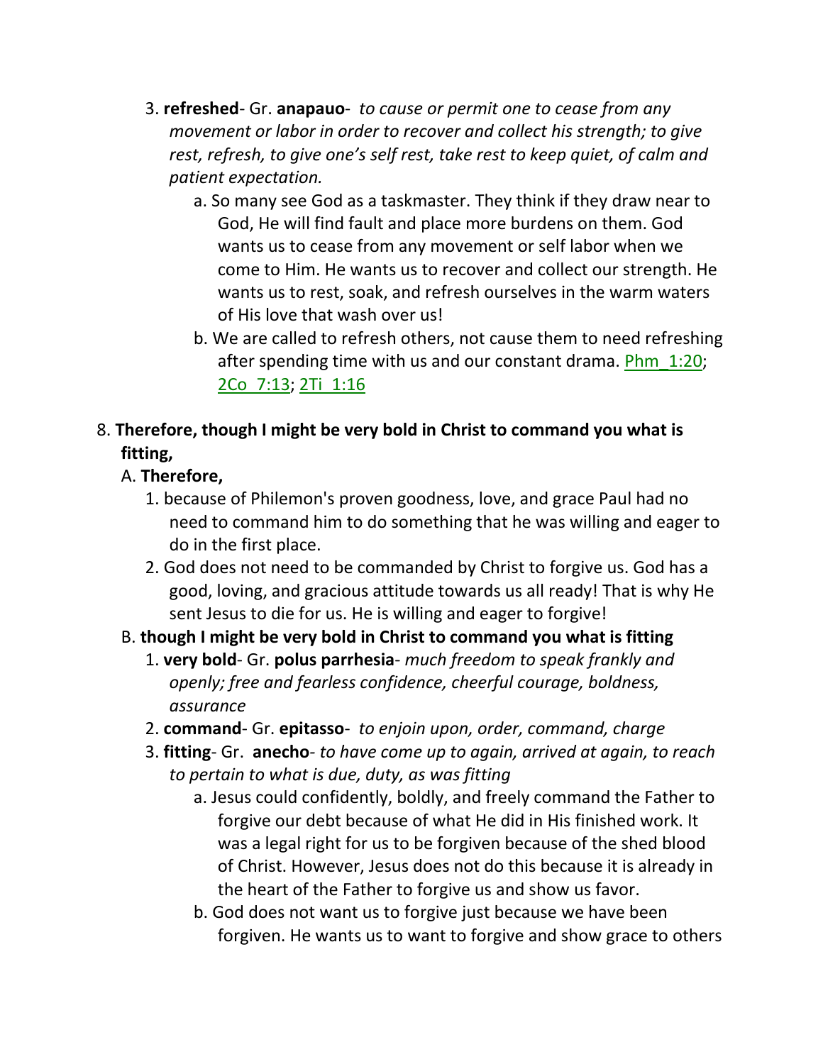3. **refreshed**- Gr. **anapauo**- *to cause or permit one to cease from any movement or labor in order to recover and collect his strength; to give rest, refresh, to give one's self rest, take rest to keep quiet, of calm and patient expectation.*
   a. So many see God as a taskmaster. They think if they draw near to God, He will find fault and place more burdens on them. God wants us to cease from any movement or self labor when we come to Him. He wants us to recover and collect our strength. He wants us to rest, soak, and refresh ourselves in the warm waters of His love that wash over us!
   b. We are called to refresh others, not cause them to need refreshing after spending time with us and our constant drama. Phm_1:20; 2Co_7:13; 2Ti_1:16

8. **Therefore, though I might be very bold in Christ to command you what is fitting,**
   A. **Therefore,**
      1. because of Philemon's proven goodness, love, and grace Paul had no need to command him to do something that he was willing and eager to do in the first place.
      2. God does not need to be commanded by Christ to forgive us. God has a good, loving, and gracious attitude towards us all ready! That is why He sent Jesus to die for us. He is willing and eager to forgive!
   B. **though I might be very bold in Christ to command you what is fitting**
      1. **very bold**- Gr. **polus parrhesia**- *much freedom to speak frankly and openly; free and fearless confidence, cheerful courage, boldness, assurance*
      2. **command**- Gr. **epitasso**- *to enjoin upon, order, command, charge*
      3. **fitting**- Gr. **anecho**- *to have come up to again, arrived at again, to reach to pertain to what is due, duty, as was fitting*
         a. Jesus could confidently, boldly, and freely command the Father to forgive our debt because of what He did in His finished work. It was a legal right for us to be forgiven because of the shed blood of Christ. However, Jesus does not do this because it is already in the heart of the Father to forgive us and show us favor.
         b. God does not want us to forgive just because we have been forgiven. He wants us to want to forgive and show grace to others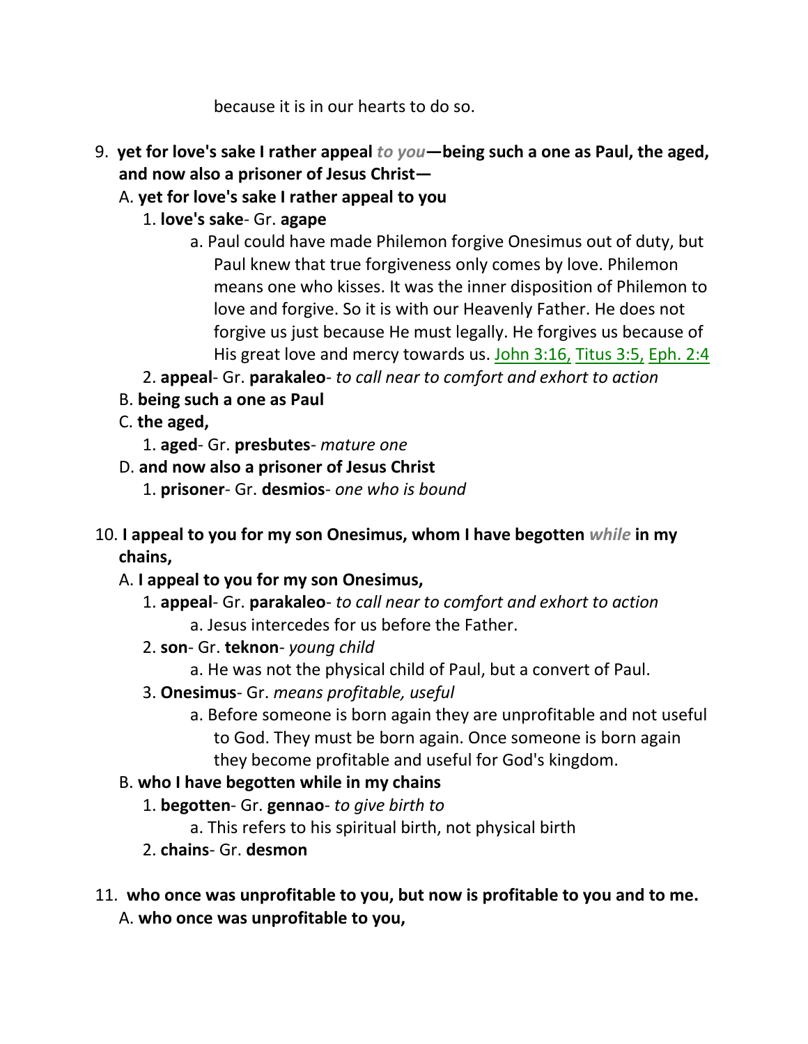because it is in our hearts to do so.

9. **yet for love's sake I rather appeal *to you*—being such a one as Paul, the aged, and now also a prisoner of Jesus Christ—**
   - A. **yet for love's sake I rather appeal to you**
     1. **love's sake**- Gr. **agape**
        - a. Paul could have made Philemon forgive Onesimus out of duty, but Paul knew that true forgiveness only comes by love. Philemon means one who kisses. It was the inner disposition of Philemon to love and forgive. So it is with our Heavenly Father. He does not forgive us just because He must legally. He forgives us because of His great love and mercy towards us. John 3:16, Titus 3:5, Eph. 2:4
     2. **appeal**- Gr. **parakaleo**- *to call near to comfort and exhort to action*
   - B. **being such a one as Paul**
   - C. **the aged,**
     1. **aged**- Gr. **presbutes**- *mature one*
   - D. **and now also a prisoner of Jesus Christ**
     1. **prisoner**- Gr. **desmios**- *one who is bound*

10. **I appeal to you for my son Onesimus, whom I have begotten *while* in my chains,**
    - A. **I appeal to you for my son Onesimus,**
      1. **appeal**- Gr. **parakaleo**- *to call near to comfort and exhort to action*
         - a. Jesus intercedes for us before the Father.
      2. **son**- Gr. **teknon**- *young child*
         - a. He was not the physical child of Paul, but a convert of Paul.
      3. **Onesimus**- Gr. *means profitable, useful*
         - a. Before someone is born again they are unprofitable and not useful to God. They must be born again. Once someone is born again they become profitable and useful for God's kingdom.
    - B. **who I have begotten while in my chains**
      1. **begotten**- Gr. **gennao**- *to give birth to*
         - a. This refers to his spiritual birth, not physical birth
      2. **chains**- Gr. **desmon**

11. **who once was unprofitable to you, but now is profitable to you and to me.**
    - A. **who once was unprofitable to you,**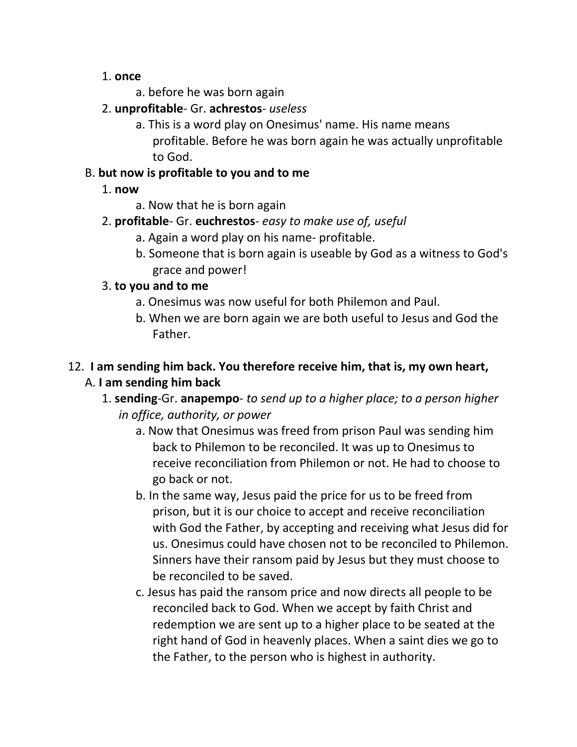1. **once**
    a. before he was born again
2. **unprofitable**- Gr. **achrestos**- *useless*
    a. This is a word play on Onesimus' name. His name means profitable. Before he was born again he was actually unprofitable to God.

B. **but now is profitable to you and to me**

1. **now**
    a. Now that he is born again
2. **profitable**- Gr. **euchrestos**- *easy to make use of, useful*
    a. Again a word play on his name- profitable.
    b. Someone that is born again is useable by God as a witness to God's grace and power!
3. **to you and to me**
    a. Onesimus was now useful for both Philemon and Paul.
    b. When we are born again we are both useful to Jesus and God the Father.

12. **I am sending him back. You therefore receive him, that is, my own heart,**

A. **I am sending him back**

1. **sending**-Gr. **anapempo**- *to send up to a higher place; to a person higher in office, authority, or power*
    a. Now that Onesimus was freed from prison Paul was sending him back to Philemon to be reconciled. It was up to Onesimus to receive reconciliation from Philemon or not. He had to choose to go back or not.
    b. In the same way, Jesus paid the price for us to be freed from prison, but it is our choice to accept and receive reconciliation with God the Father, by accepting and receiving what Jesus did for us. Onesimus could have chosen not to be reconciled to Philemon. Sinners have their ransom paid by Jesus but they must choose to be reconciled to be saved.
    c. Jesus has paid the ransom price and now directs all people to be reconciled back to God. When we accept by faith Christ and redemption we are sent up to a higher place to be seated at the right hand of God in heavenly places. When a saint dies we go to the Father, to the person who is highest in authority.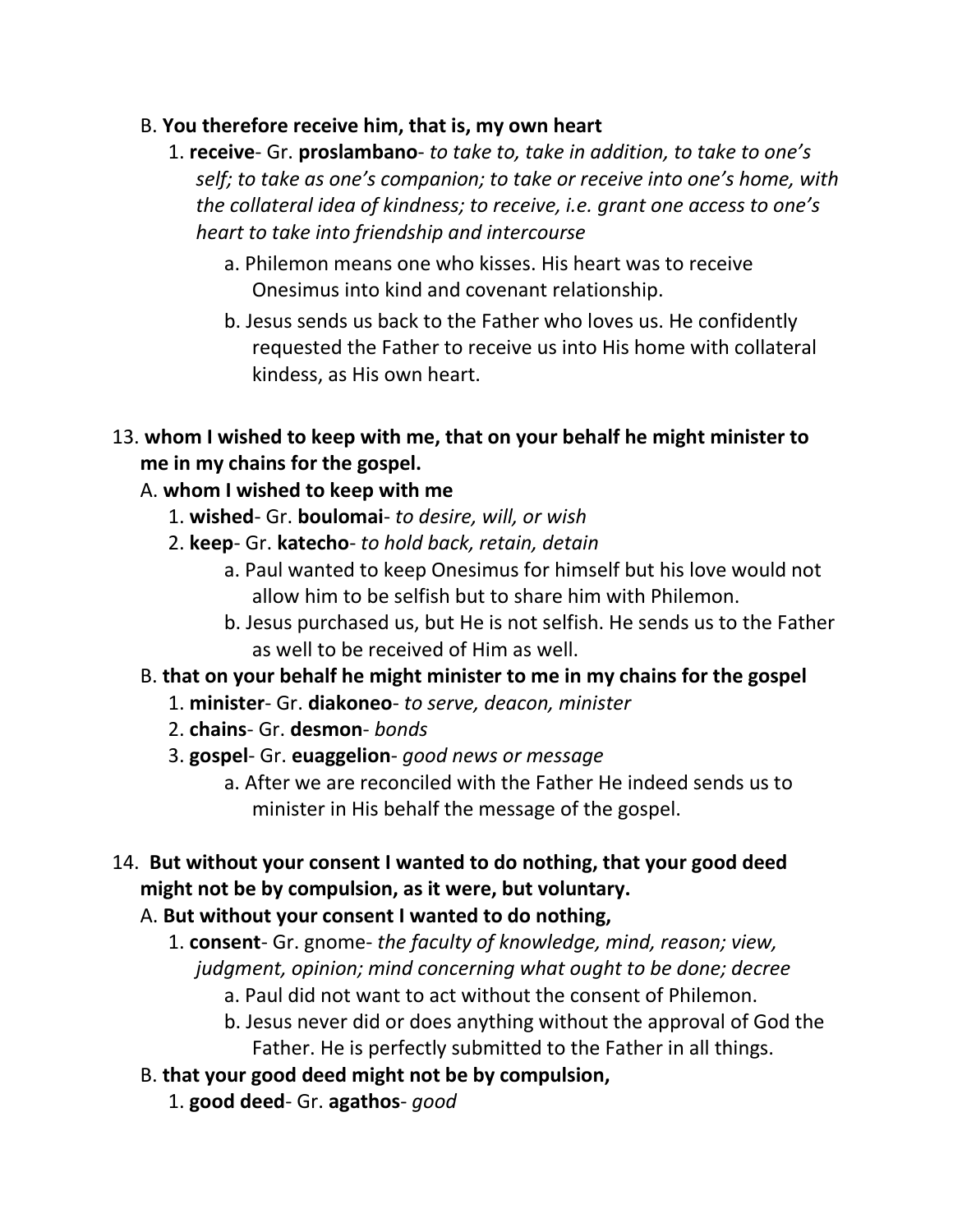B. **You therefore receive him, that is, my own heart**

1. **receive**- Gr. **proslambano**- *to take to, take in addition, to take to one's self; to take as one's companion; to take or receive into one's home, with the collateral idea of kindness; to receive, i.e. grant one access to one's heart to take into friendship and intercourse*
    a. Philemon means one who kisses. His heart was to receive Onesimus into kind and covenant relationship.
    b. Jesus sends us back to the Father who loves us. He confidently requested the Father to receive us into His home with collateral kindess, as His own heart.

13. **whom I wished to keep with me, that on your behalf he might minister to me in my chains for the gospel.**

A. **whom I wished to keep with me**

1. **wished**- Gr. **boulomai**- *to desire, will, or wish*
2. **keep**- Gr. **katecho**- *to hold back, retain, detain*
    a. Paul wanted to keep Onesimus for himself but his love would not allow him to be selfish but to share him with Philemon.
    b. Jesus purchased us, but He is not selfish. He sends us to the Father as well to be received of Him as well.

B. **that on your behalf he might minister to me in my chains for the gospel**

1. **minister**- Gr. **diakoneo**- *to serve, deacon, minister*
2. **chains**- Gr. **desmon**- *bonds*
3. **gospel**- Gr. **euaggelion**- *good news or message*
    a. After we are reconciled with the Father He indeed sends us to minister in His behalf the message of the gospel.

14. **But without your consent I wanted to do nothing, that your good deed might not be by compulsion, as it were, but voluntary.**

A. **But without your consent I wanted to do nothing,**

1. **consent**- Gr. gnome- *the faculty of knowledge, mind, reason; view, judgment, opinion; mind concerning what ought to be done; decree*
    a. Paul did not want to act without the consent of Philemon.
    b. Jesus never did or does anything without the approval of God the Father. He is perfectly submitted to the Father in all things.

B. **that your good deed might not be by compulsion,**

1. **good deed**- Gr. **agathos**- *good*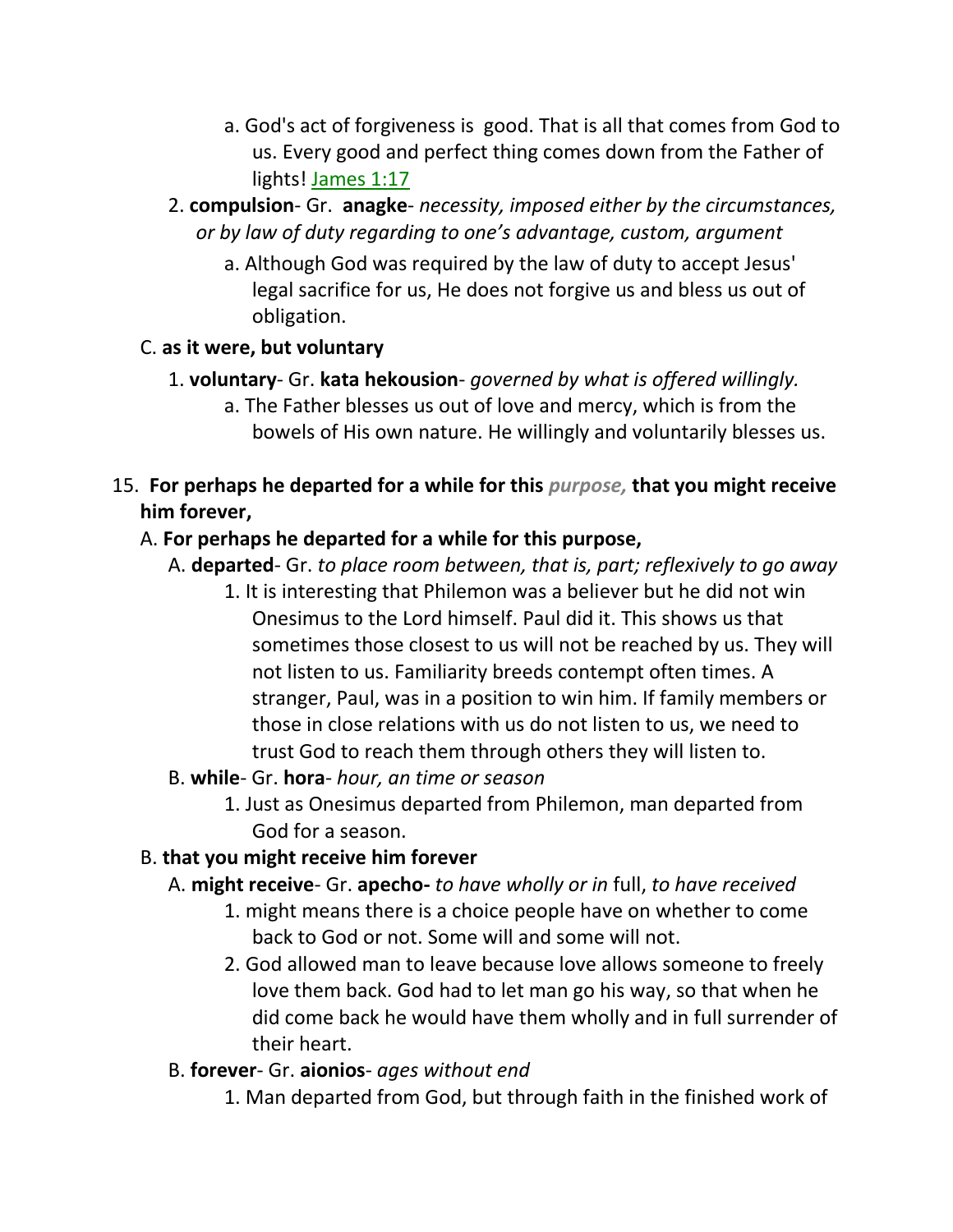a. God's act of forgiveness is good. That is all that comes from God to us. Every good and perfect thing comes down from the Father of lights! James 1:17

2. **compulsion**- Gr. **anagke**- *necessity, imposed either by the circumstances, or by law of duty regarding to one's advantage, custom, argument*
   a. Although God was required by the law of duty to accept Jesus' legal sacrifice for us, He does not forgive us and bless us out of obligation.

C. **as it were, but voluntary**

1. **voluntary**- Gr. **kata hekousion**- *governed by what is offered willingly.*
   a. The Father blesses us out of love and mercy, which is from the bowels of His own nature. He willingly and voluntarily blesses us.

15. **For perhaps he departed for a while for this** ***purpose,*** **that you might receive him forever,**

A. **For perhaps he departed for a while for this purpose,**

A. **departed**- Gr. *to place room between, that is, part; reflexively to go away*
   1. It is interesting that Philemon was a believer but he did not win Onesimus to the Lord himself. Paul did it. This shows us that sometimes those closest to us will not be reached by us. They will not listen to us. Familiarity breeds contempt often times. A stranger, Paul, was in a position to win him. If family members or those in close relations with us do not listen to us, we need to trust God to reach them through others they will listen to.

B. **while**- Gr. **hora**- *hour, an time or season*
   1. Just as Onesimus departed from Philemon, man departed from God for a season.

B. **that you might receive him forever**

A. **might receive**- Gr. **apecho-** *to have wholly or in* full, *to have received*
   1. might means there is a choice people have on whether to come back to God or not. Some will and some will not.
   2. God allowed man to leave because love allows someone to freely love them back. God had to let man go his way, so that when he did come back he would have them wholly and in full surrender of their heart.

B. **forever**- Gr. **aionios**- *ages without end*
   1. Man departed from God, but through faith in the finished work of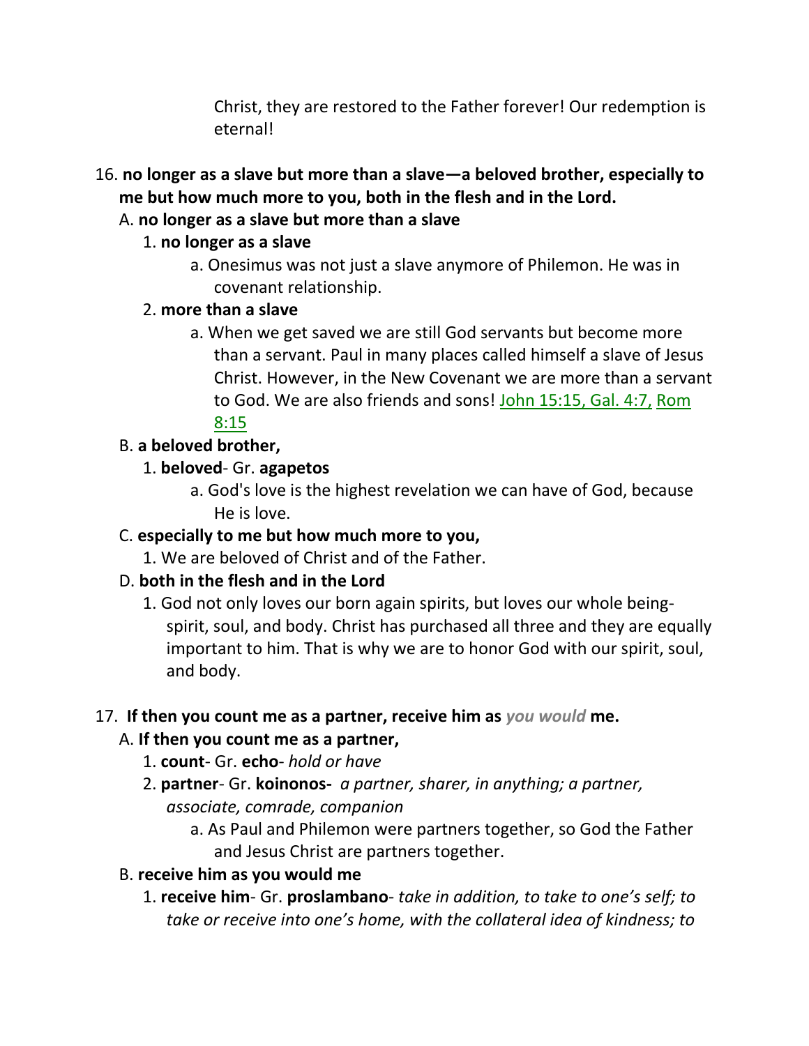Christ, they are restored to the Father forever! Our redemption is eternal!

16. **no longer as a slave but more than a slave—a beloved brother, especially to me but how much more to you, both in the flesh and in the Lord.**

   A. **no longer as a slave but more than a slave**

      1. **no longer as a slave**

         a. Onesimus was not just a slave anymore of Philemon. He was in covenant relationship.

      2. **more than a slave**

         a. When we get saved we are still God servants but become more than a servant. Paul in many places called himself a slave of Jesus Christ. However, in the New Covenant we are more than a servant to God. We are also friends and sons! John 15:15, Gal. 4:7, Rom 8:15

   B. **a beloved brother,**

      1. **beloved**- Gr. **agapetos**

         a. God's love is the highest revelation we can have of God, because He is love.

   C. **especially to me but how much more to you,**

      1. We are beloved of Christ and of the Father.

   D. **both in the flesh and in the Lord**

      1. God not only loves our born again spirits, but loves our whole being- spirit, soul, and body. Christ has purchased all three and they are equally important to him. That is why we are to honor God with our spirit, soul, and body.

17. **If then you count me as a partner, receive him as** ***you would*** **me.**

   A. **If then you count me as a partner,**

      1. **count**- Gr. **echo**- *hold or have*

      2. **partner**- Gr. **koinonos-** *a partner, sharer, in anything; a partner, associate, comrade, companion*

         a. As Paul and Philemon were partners together, so God the Father and Jesus Christ are partners together.

   B. **receive him as you would me**

      1. **receive him**- Gr. **proslambano**- *take in addition, to take to one's self; to take or receive into one's home, with the collateral idea of kindness; to*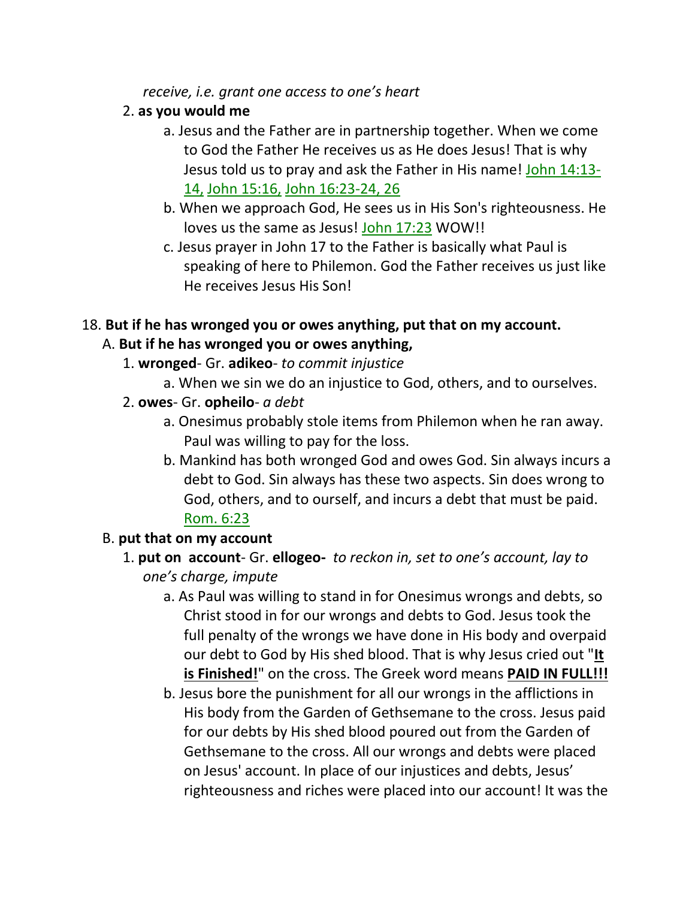*receive, i.e. grant one access to one's heart*

2. **as you would me**
   a. Jesus and the Father are in partnership together. When we come to God the Father He receives us as He does Jesus! That is why Jesus told us to pray and ask the Father in His name! John 14:13-14, John 15:16, John 16:23-24, 26
   b. When we approach God, He sees us in His Son's righteousness. He loves us the same as Jesus! John 17:23 WOW!!
   c. Jesus prayer in John 17 to the Father is basically what Paul is speaking of here to Philemon. God the Father receives us just like He receives Jesus His Son!

18. **But if he has wronged you or owes anything, put that on my account.**

A. **But if he has wronged you or owes anything,**

1. **wronged**- Gr. **adikeo**- *to commit injustice*
   a. When we sin we do an injustice to God, others, and to ourselves.
2. **owes**- Gr. **opheilo**- *a debt*
   a. Onesimus probably stole items from Philemon when he ran away. Paul was willing to pay for the loss.
   b. Mankind has both wronged God and owes God. Sin always incurs a debt to God. Sin always has these two aspects. Sin does wrong to God, others, and to ourself, and incurs a debt that must be paid. Rom. 6:23

B. **put that on my account**

1. **put on account**- Gr. **ellogeo-** *to reckon in, set to one's account, lay to one's charge, impute*
   a. As Paul was willing to stand in for Onesimus wrongs and debts, so Christ stood in for our wrongs and debts to God. Jesus took the full penalty of the wrongs we have done in His body and overpaid our debt to God by His shed blood. That is why Jesus cried out "**It is Finished!**" on the cross. The Greek word means **PAID IN FULL!!!**
   b. Jesus bore the punishment for all our wrongs in the afflictions in His body from the Garden of Gethsemane to the cross. Jesus paid for our debts by His shed blood poured out from the Garden of Gethsemane to the cross. All our wrongs and debts were placed on Jesus' account. In place of our injustices and debts, Jesus' righteousness and riches were placed into our account! It was the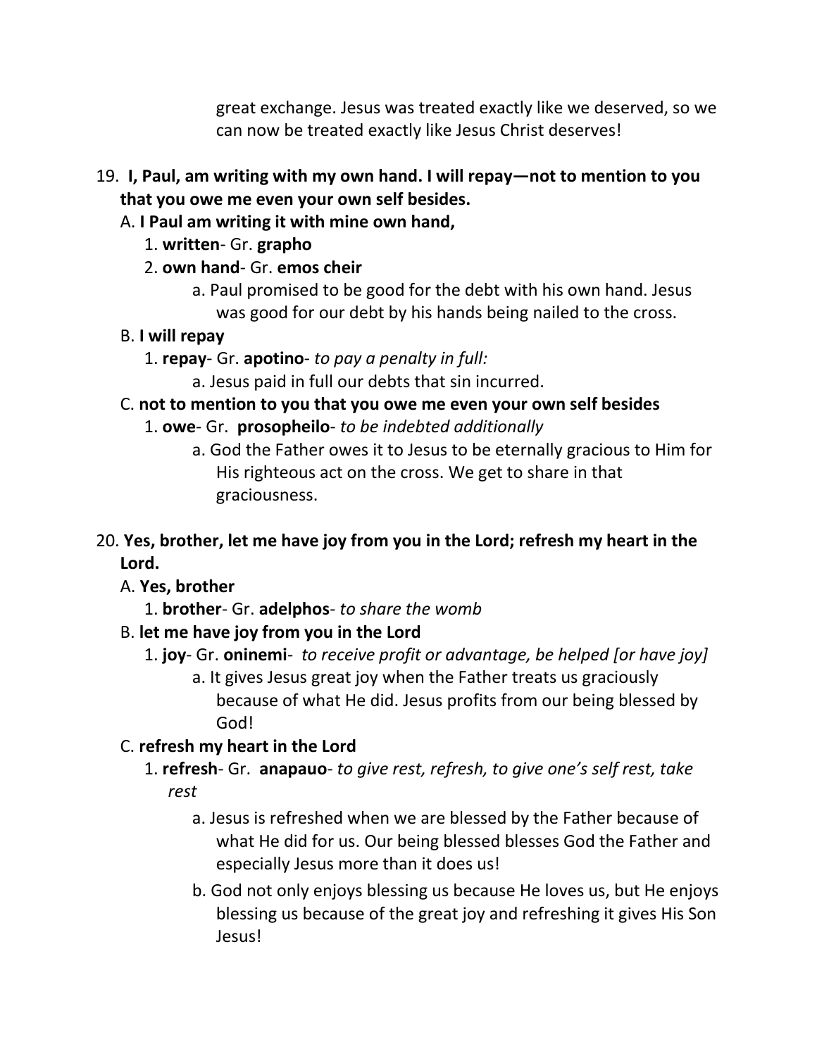great exchange. Jesus was treated exactly like we deserved, so we can now be treated exactly like Jesus Christ deserves!

19. **I, Paul, am writing with my own hand. I will repay—not to mention to you that you owe me even your own self besides.**
   A. **I Paul am writing it with mine own hand,**
      1. **written**- Gr. **grapho**
      2. **own hand**- Gr. **emos cheir**
         a. Paul promised to be good for the debt with his own hand. Jesus was good for our debt by his hands being nailed to the cross.
   B. **I will repay**
      1. **repay**- Gr. **apotino**- *to pay a penalty in full:*
         a. Jesus paid in full our debts that sin incurred.
   C. **not to mention to you that you owe me even your own self besides**
      1. **owe**- Gr. **prosopheilo**- *to be indebted additionally*
         a. God the Father owes it to Jesus to be eternally gracious to Him for His righteous act on the cross. We get to share in that graciousness.

20. **Yes, brother, let me have joy from you in the Lord; refresh my heart in the Lord.**
   A. **Yes, brother**
      1. **brother**- Gr. **adelphos**- *to share the womb*
   B. **let me have joy from you in the Lord**
      1. **joy**- Gr. **oninemi**- *to receive profit or advantage, be helped [or have joy]*
         a. It gives Jesus great joy when the Father treats us graciously because of what He did. Jesus profits from our being blessed by God!
   C. **refresh my heart in the Lord**
      1. **refresh**- Gr. **anapauo**- *to give rest, refresh, to give one's self rest, take rest*
         a. Jesus is refreshed when we are blessed by the Father because of what He did for us. Our being blessed blesses God the Father and especially Jesus more than it does us!
         b. God not only enjoys blessing us because He loves us, but He enjoys blessing us because of the great joy and refreshing it gives His Son Jesus!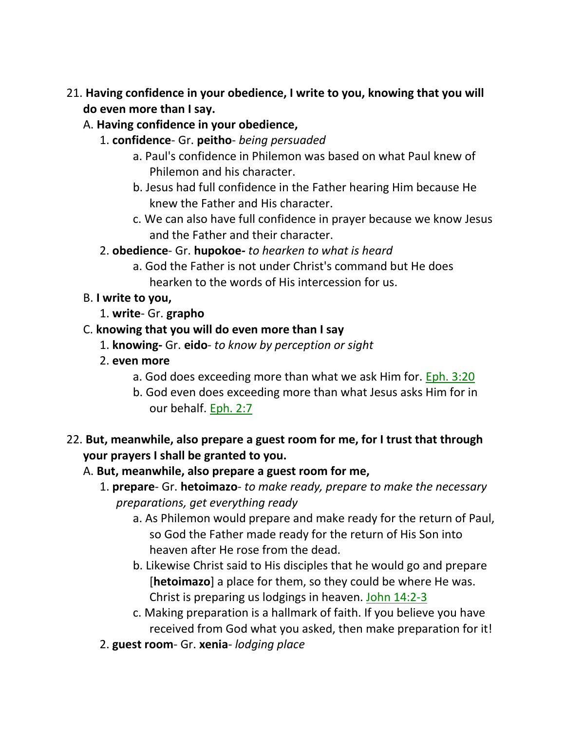21. **Having confidence in your obedience, I write to you, knowing that you will do even more than I say.**
   A. **Having confidence in your obedience,**
      1. **confidence**- Gr. **peitho**- *being persuaded*
         a. Paul's confidence in Philemon was based on what Paul knew of Philemon and his character.
         b. Jesus had full confidence in the Father hearing Him because He knew the Father and His character.
         c. We can also have full confidence in prayer because we know Jesus and the Father and their character.
      2. **obedience**- Gr. **hupokoe-** *to hearken to what is heard*
         a. God the Father is not under Christ's command but He does hearken to the words of His intercession for us.
   B. **I write to you,**
      1. **write**- Gr. **grapho**
   C. **knowing that you will do even more than I say**
      1. **knowing-** Gr. **eido**- *to know by perception or sight*
      2. **even more**
         a. God does exceeding more than what we ask Him for. Eph. 3:20
         b. God even does exceeding more than what Jesus asks Him for in our behalf. Eph. 2:7

22. **But, meanwhile, also prepare a guest room for me, for I trust that through your prayers I shall be granted to you.**
   A. **But, meanwhile, also prepare a guest room for me,**
      1. **prepare**- Gr. **hetoimazo**- *to make ready, prepare to make the necessary preparations, get everything ready*
         a. As Philemon would prepare and make ready for the return of Paul, so God the Father made ready for the return of His Son into heaven after He rose from the dead.
         b. Likewise Christ said to His disciples that he would go and prepare [**hetoimazo**] a place for them, so they could be where He was. Christ is preparing us lodgings in heaven. John 14:2-3
         c. Making preparation is a hallmark of faith. If you believe you have received from God what you asked, then make preparation for it!
      2. **guest room**- Gr. **xenia**- *lodging place*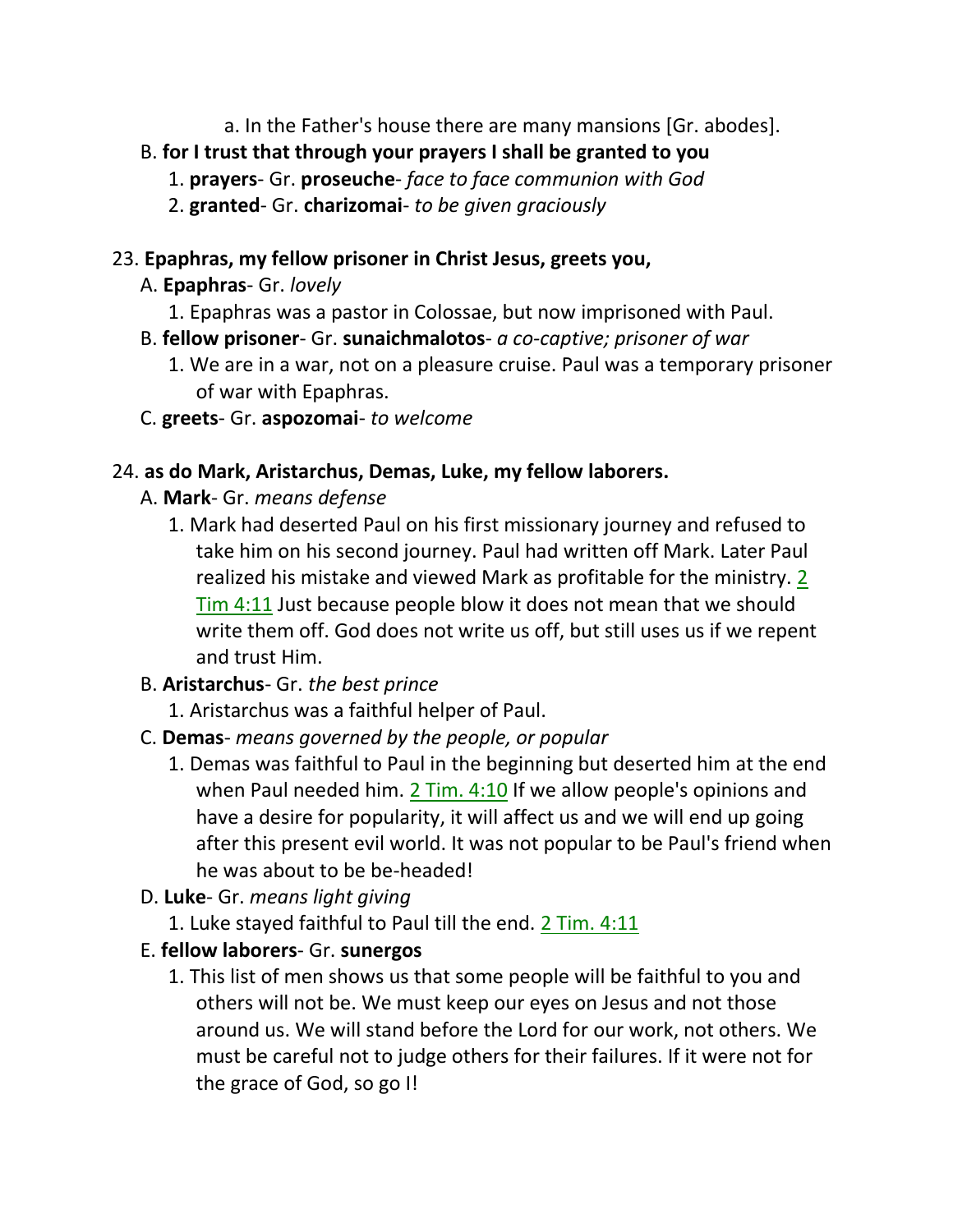a. In the Father's house there are many mansions [Gr. abodes].

B. **for I trust that through your prayers I shall be granted to you**

1. **prayers**- Gr. **proseuche**- *face to face communion with God*
2. **granted**- Gr. **charizomai**- *to be given graciously*

23. **Epaphras, my fellow prisoner in Christ Jesus, greets you,**

A. **Epaphras**- Gr. *lovely*

1. Epaphras was a pastor in Colossae, but now imprisoned with Paul.

B. **fellow prisoner**- Gr. **sunaichmalotos**- *a co-captive; prisoner of war*

1. We are in a war, not on a pleasure cruise. Paul was a temporary prisoner of war with Epaphras.

C. **greets**- Gr. **aspozomai**- *to welcome*

24. **as do Mark, Aristarchus, Demas, Luke, my fellow laborers.**

A. **Mark**- Gr. *means defense*

1. Mark had deserted Paul on his first missionary journey and refused to take him on his second journey. Paul had written off Mark. Later Paul realized his mistake and viewed Mark as profitable for the ministry. 2 Tim 4:11 Just because people blow it does not mean that we should write them off. God does not write us off, but still uses us if we repent and trust Him.

B. **Aristarchus**- Gr. *the best prince*

1. Aristarchus was a faithful helper of Paul.

C. **Demas**- *means governed by the people, or popular*

1. Demas was faithful to Paul in the beginning but deserted him at the end when Paul needed him. 2 Tim. 4:10 If we allow people's opinions and have a desire for popularity, it will affect us and we will end up going after this present evil world. It was not popular to be Paul's friend when he was about to be be-headed!

D. **Luke**- Gr. *means light giving*

1. Luke stayed faithful to Paul till the end. 2 Tim. 4:11

E. **fellow laborers**- Gr. **sunergos**

1. This list of men shows us that some people will be faithful to you and others will not be. We must keep our eyes on Jesus and not those around us. We will stand before the Lord for our work, not others. We must be careful not to judge others for their failures. If it were not for the grace of God, so go I!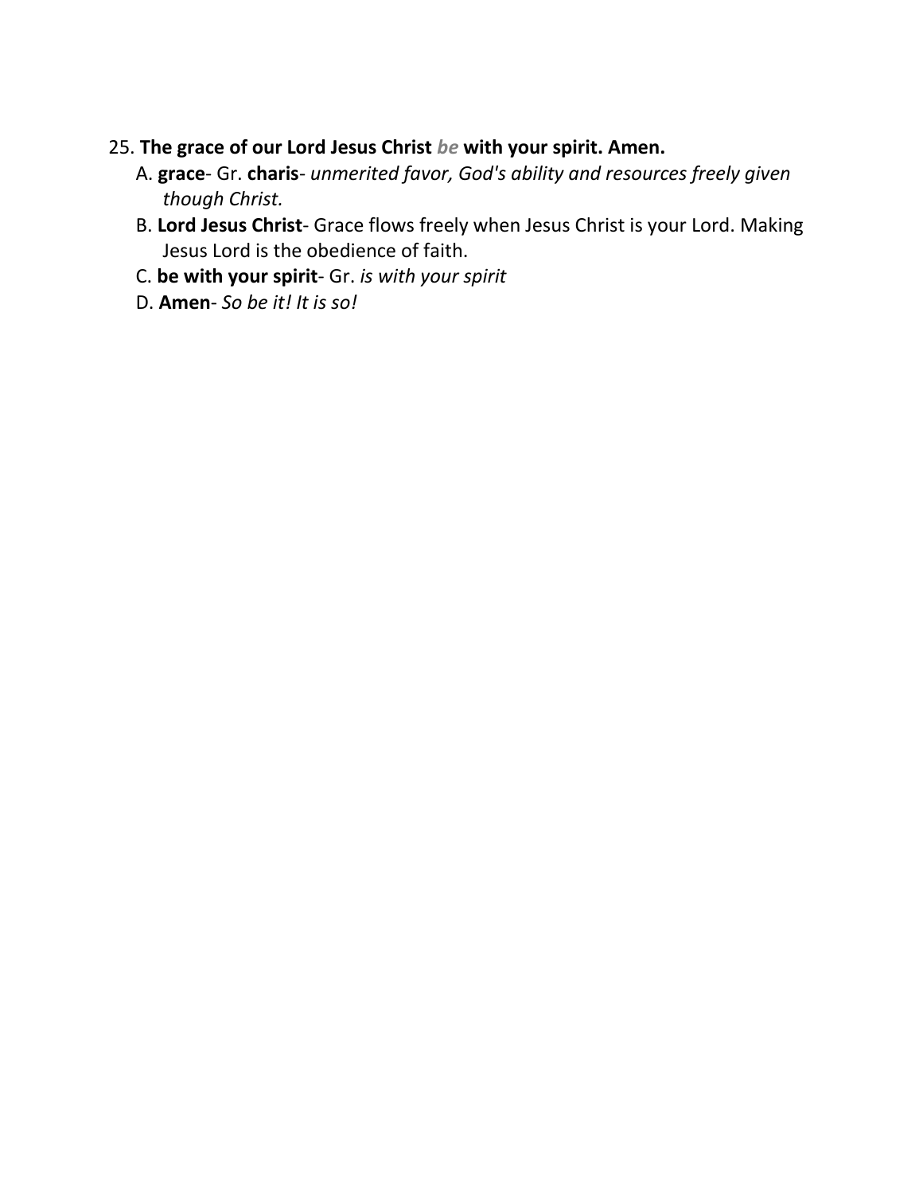25. **The grace of our Lord Jesus Christ *be* with your spirit. Amen.**

   A. **grace**- Gr. **charis**- *unmerited favor, God's ability and resources freely given though Christ.*

   B. **Lord Jesus Christ**- Grace flows freely when Jesus Christ is your Lord. Making Jesus Lord is the obedience of faith.

   C. **be with your spirit**- Gr. *is with your spirit*

   D. **Amen**- *So be it! It is so!*